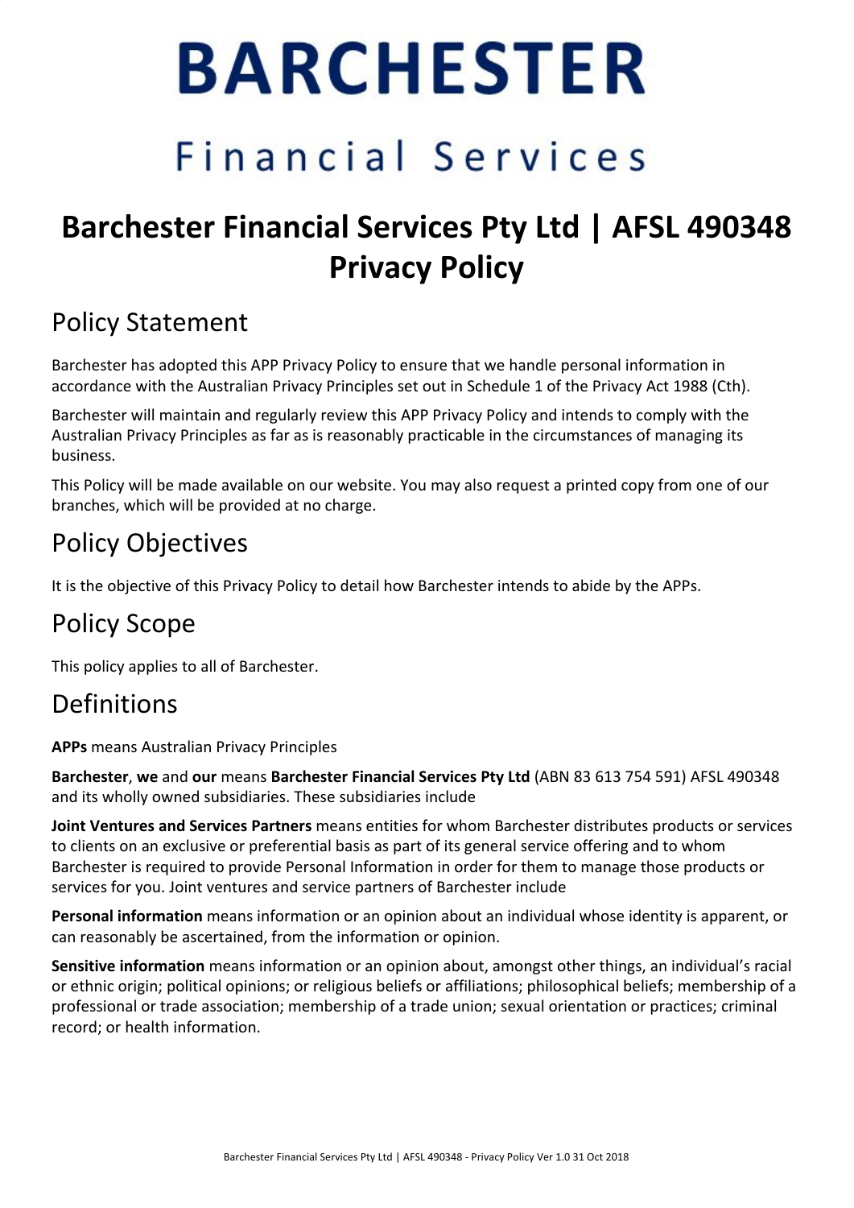# BARCHESTER

Financial Services

# Barchester Financial Services Pty Ltd | AFSL 490348 Privacy Policy

## Policy Statement

Barchester has adopted this APP Privacy Policy to ensure that we handle personal information in accordance with the Australian Privacy Principles set out in Schedule 1 of the Privacy Act 1988 (Cth).

Barchester will maintain and regularly review this APP Privacy Policy and intends to comply with the Australian Privacy Principles as far as is reasonably practicable in the circumstances of managing its business.

This Policy will be made available on our website. You may also request a printed copy from one of our branches, which will be provided at no charge.

## Policy Objectives

It is the objective of this Privacy Policy to detail how Barchester intends to abide by the APPs.

## Policy Scope

This policy applies to all of Barchester.

## Definitions

**APPs** means Australian Privacy Principles

**Barchester**, **we** and **our** means **Barchester Financial Services Pty Ltd** (ABN 83 613 754 591) AFSL 490348 and its wholly owned subsidiaries. These subsidiaries include

**Joint Ventures and Services Partners** means entities for whom Barchester distributes products or services to clients on an exclusive or preferential basis as part of its general service offering and to whom Barchester is required to provide Personal Information in order for them to manage those products or services for you. Joint ventures and service partners of Barchester include

**Personal information** means information or an opinion about an individual whose identity is apparent, or can reasonably be ascertained, from the information or opinion.

**Sensitive information** means information or an opinion about, amongst other things, an individual's racial or ethnic origin; political opinions; or religious beliefs or affiliations; philosophical beliefs; membership of a professional or trade association; membership of a trade union; sexual orientation or practices; criminal record; or health information.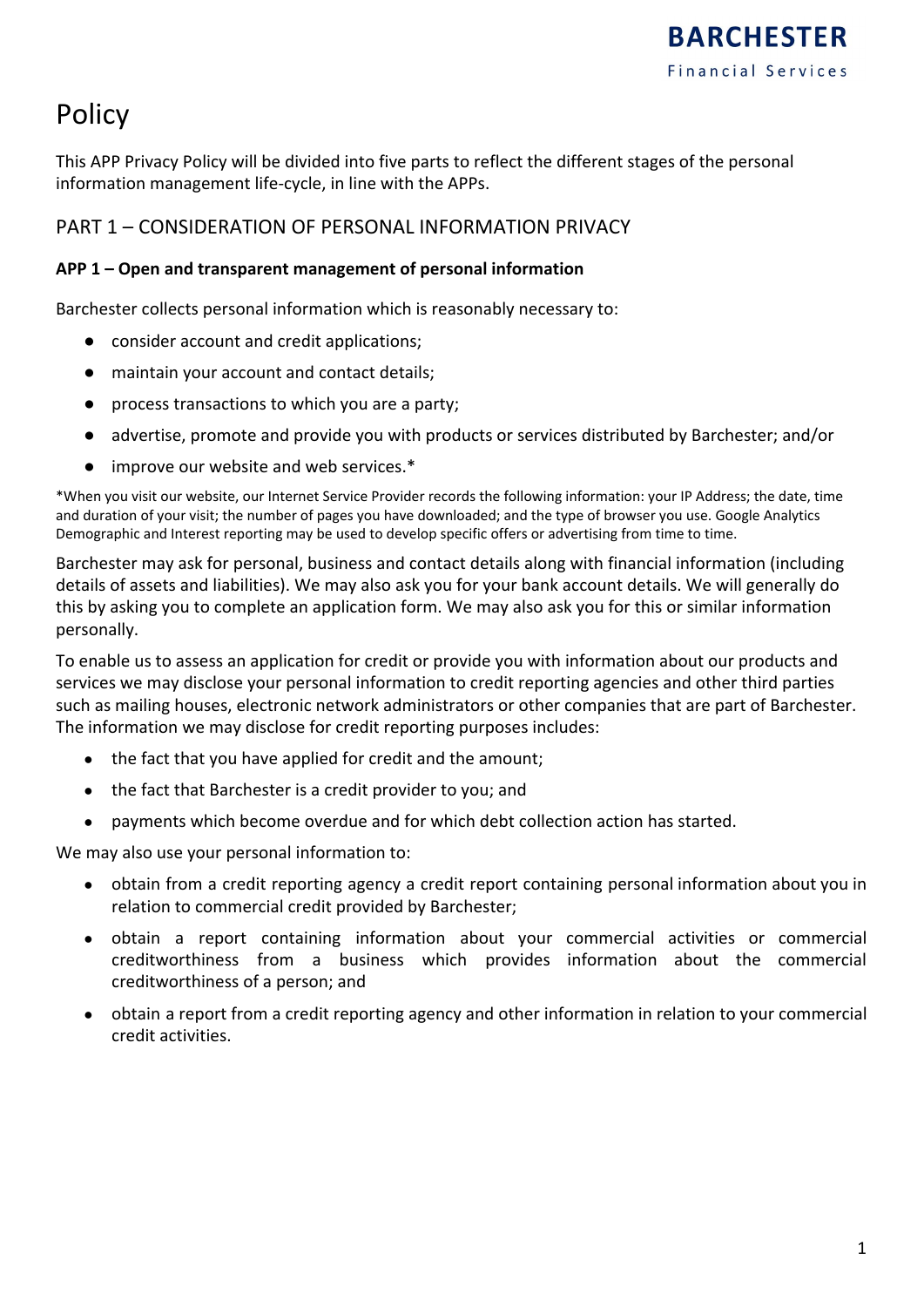# Policy

This APP Privacy Policy will be divided into five parts to reflect the different stages of the personal information management life-cycle, in line with the APPs.

## PART 1 – CONSIDERATION OF PERSONAL INFORMATION PRIVACY

**APP 1 – Open and transparent management of personal information**

Barchester collects personal information which is reasonably necessary to:

- consider account and credit applications;
- maintain your account and contact details;
- process transactions to which you are a party;
- advertise, promote and provide you with products or services distributed by Barchester; and/or
- improve our website and web services.*

*When you visit our website, our Internet Service Provider records the following information: your IP Address; the date, time and duration of your visit; the number of pages you have downloaded; and the type of browser you use. Google Analytics Demographic and Interest reporting may be used to develop specific offers or advertising from time to time.

Barchester may ask for personal, business and contact details along with financial information (including details of assets and liabilities). We may also ask you for your bank account details. We will generally do this by asking you to complete an application form. We may also ask you for this or similar information personally.

To enable us to assess an application for credit or provide you with information about our products and services we may disclose your personal information to credit reporting agencies and other third parties such as mailing houses, electronic network administrators or other companies that are part of Barchester. The information we may disclose for credit reporting purposes includes:

- the fact that you have applied for credit and the amount;
- the fact that Barchester is a credit provider to you; and
- payments which become overdue and for which debt collection action has started.

We may also use your personal information to:

- obtain from a credit reporting agency a credit report containing personal information about you in relation to commercial credit provided by Barchester;
- obtain a report containing information about your commercial activities or commercial creditworthiness from a business which provides information about the commercial creditworthiness of a person; and
- obtain a report from a credit reporting agency and other information in relation to your commercial credit activities.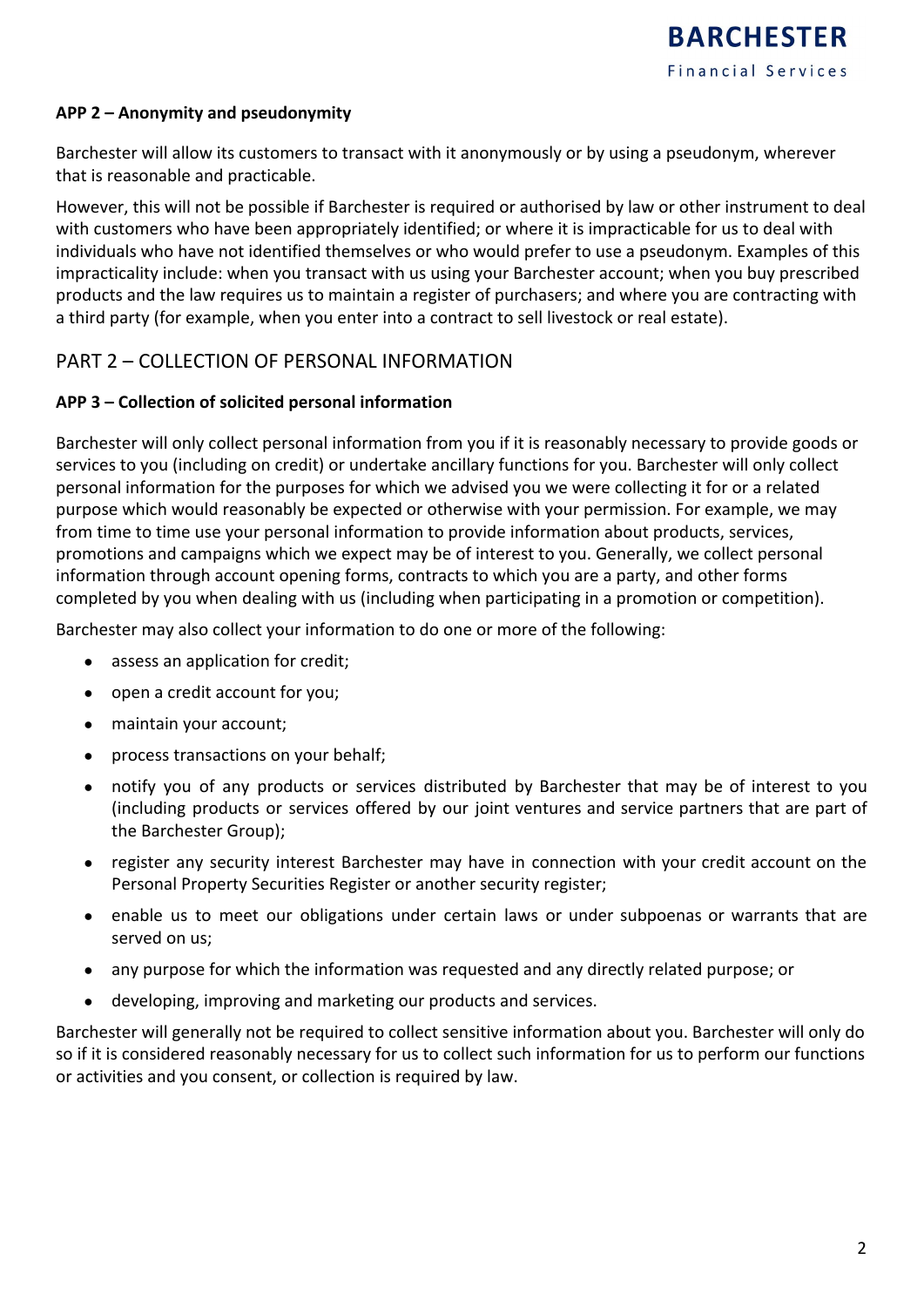**APP 2 – Anonymity and pseudonymity**

Barchester will allow its customers to transact with it anonymously or by using a pseudonym, wherever that is reasonable and practicable.

However, this will not be possible if Barchester is required or authorised by law or other instrument to deal with customers who have been appropriately identified; or where it is impracticable for us to deal with individuals who have not identified themselves or who would prefer to use a pseudonym. Examples of this impracticality include: when you transact with us using your Barchester account; when you buy prescribed products and the law requires us to maintain a register of purchasers; and where you are contracting with a third party (for example, when you enter into a contract to sell livestock or real estate).

## PART 2 – COLLECTION OF PERSONAL INFORMATION

**APP 3 – Collection of solicited personal information**

Barchester will only collect personal information from you if it is reasonably necessary to provide goods or services to you (including on credit) or undertake ancillary functions for you. Barchester will only collect personal information for the purposes for which we advised you we were collecting it for or a related purpose which would reasonably be expected or otherwise with your permission. For example, we may from time to time use your personal information to provide information about products, services, promotions and campaigns which we expect may be of interest to you. Generally, we collect personal information through account opening forms, contracts to which you are a party, and other forms completed by you when dealing with us (including when participating in a promotion or competition).

Barchester may also collect your information to do one or more of the following:

- assess an application for credit;
- open a credit account for you;
- maintain your account;
- process transactions on your behalf;
- notify you of any products or services distributed by Barchester that may be of interest to you (including products or services offered by our joint ventures and service partners that are part of the Barchester Group);
- register any security interest Barchester may have in connection with your credit account on the Personal Property Securities Register or another security register;
- enable us to meet our obligations under certain laws or under subpoenas or warrants that are served on us;
- any purpose for which the information was requested and any directly related purpose; or
- developing, improving and marketing our products and services.

Barchester will generally not be required to collect sensitive information about you. Barchester will only do so if it is considered reasonably necessary for us to collect such information for us to perform our functions or activities and you consent, or collection is required by law.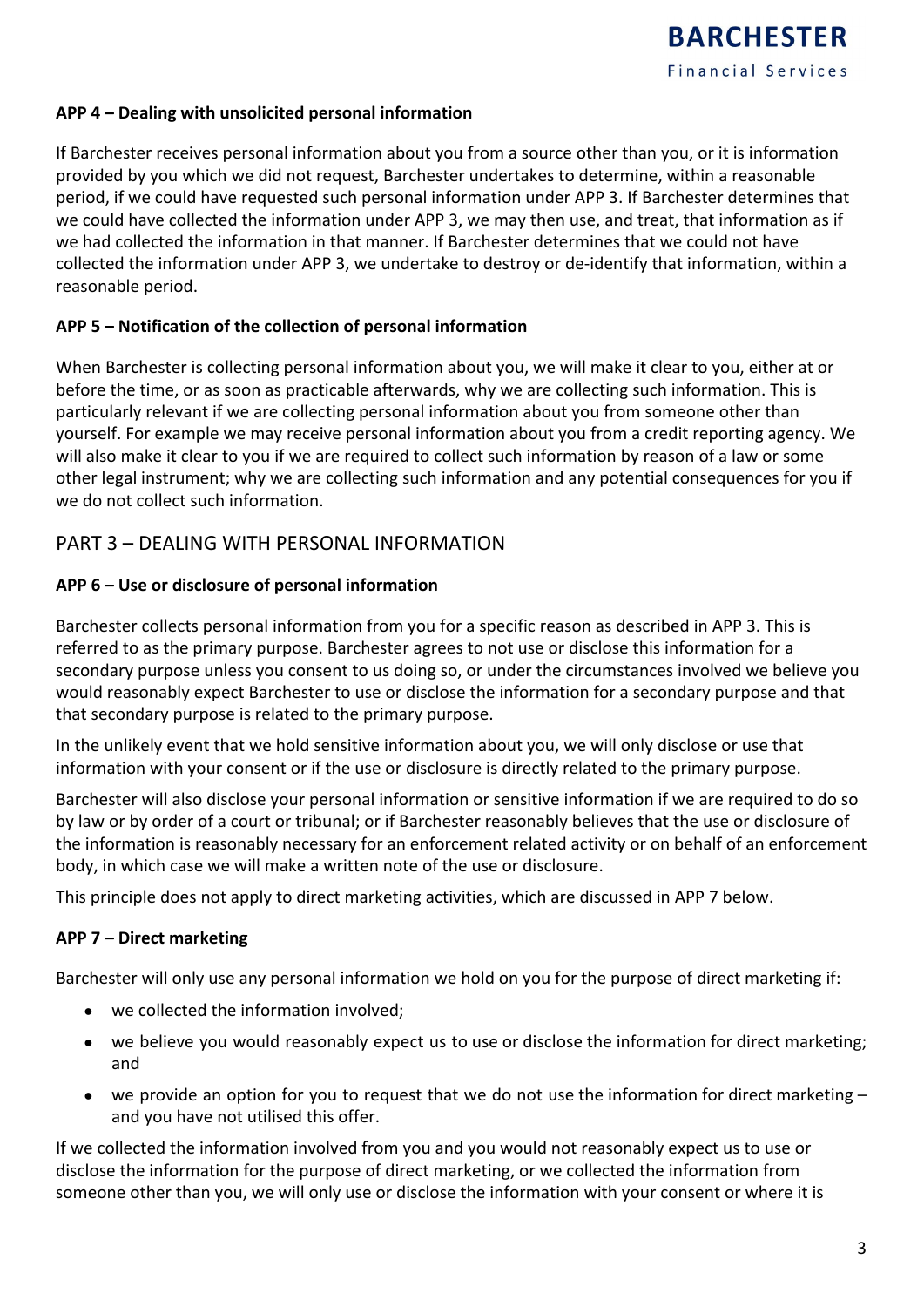**APP 4 – Dealing with unsolicited personal information**

If Barchester receives personal information about you from a source other than you, or it is information provided by you which we did not request, Barchester undertakes to determine, within a reasonable period, if we could have requested such personal information under APP 3. If Barchester determines that we could have collected the information under APP 3, we may then use, and treat, that information as if we had collected the information in that manner. If Barchester determines that we could not have collected the information under APP 3, we undertake to destroy or de-identify that information, within a reasonable period.

**APP 5 – Notification of the collection of personal information**

When Barchester is collecting personal information about you, we will make it clear to you, either at or before the time, or as soon as practicable afterwards, why we are collecting such information. This is particularly relevant if we are collecting personal information about you from someone other than yourself. For example we may receive personal information about you from a credit reporting agency. We will also make it clear to you if we are required to collect such information by reason of a law or some other legal instrument; why we are collecting such information and any potential consequences for you if we do not collect such information.

## PART 3 – DEALING WITH PERSONAL INFORMATION

**APP 6 – Use or disclosure of personal information**

Barchester collects personal information from you for a specific reason as described in APP 3. This is referred to as the primary purpose. Barchester agrees to not use or disclose this information for a secondary purpose unless you consent to us doing so, or under the circumstances involved we believe you would reasonably expect Barchester to use or disclose the information for a secondary purpose and that that secondary purpose is related to the primary purpose.

In the unlikely event that we hold sensitive information about you, we will only disclose or use that information with your consent or if the use or disclosure is directly related to the primary purpose.

Barchester will also disclose your personal information or sensitive information if we are required to do so by law or by order of a court or tribunal; or if Barchester reasonably believes that the use or disclosure of the information is reasonably necessary for an enforcement related activity or on behalf of an enforcement body, in which case we will make a written note of the use or disclosure.

This principle does not apply to direct marketing activities, which are discussed in APP 7 below.

**APP 7 – Direct marketing**

Barchester will only use any personal information we hold on you for the purpose of direct marketing if:

- we collected the information involved;
- we believe you would reasonably expect us to use or disclose the information for direct marketing; and
- we provide an option for you to request that we do not use the information for direct marketing – and you have not utilised this offer.

If we collected the information involved from you and you would not reasonably expect us to use or disclose the information for the purpose of direct marketing, or we collected the information from someone other than you, we will only use or disclose the information with your consent or where it is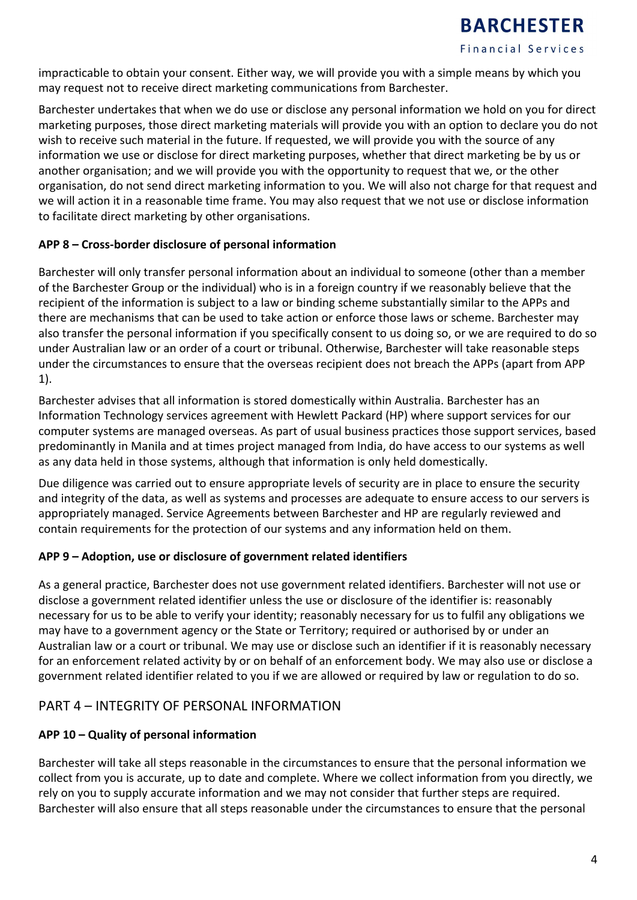impracticable to obtain your consent. Either way, we will provide you with a simple means by which you may request not to receive direct marketing communications from Barchester.

Barchester undertakes that when we do use or disclose any personal information we hold on you for direct marketing purposes, those direct marketing materials will provide you with an option to declare you do not wish to receive such material in the future. If requested, we will provide you with the source of any information we use or disclose for direct marketing purposes, whether that direct marketing be by us or another organisation; and we will provide you with the opportunity to request that we, or the other organisation, do not send direct marketing information to you. We will also not charge for that request and we will action it in a reasonable time frame. You may also request that we not use or disclose information to facilitate direct marketing by other organisations.

**APP 8 – Cross-border disclosure of personal information**

Barchester will only transfer personal information about an individual to someone (other than a member of the Barchester Group or the individual) who is in a foreign country if we reasonably believe that the recipient of the information is subject to a law or binding scheme substantially similar to the APPs and there are mechanisms that can be used to take action or enforce those laws or scheme. Barchester may also transfer the personal information if you specifically consent to us doing so, or we are required to do so under Australian law or an order of a court or tribunal. Otherwise, Barchester will take reasonable steps under the circumstances to ensure that the overseas recipient does not breach the APPs (apart from APP 1).

Barchester advises that all information is stored domestically within Australia. Barchester has an Information Technology services agreement with Hewlett Packard (HP) where support services for our computer systems are managed overseas. As part of usual business practices those support services, based predominantly in Manila and at times project managed from India, do have access to our systems as well as any data held in those systems, although that information is only held domestically.

Due diligence was carried out to ensure appropriate levels of security are in place to ensure the security and integrity of the data, as well as systems and processes are adequate to ensure access to our servers is appropriately managed. Service Agreements between Barchester and HP are regularly reviewed and contain requirements for the protection of our systems and any information held on them.

**APP 9 – Adoption, use or disclosure of government related identifiers**

As a general practice, Barchester does not use government related identifiers. Barchester will not use or disclose a government related identifier unless the use or disclosure of the identifier is: reasonably necessary for us to be able to verify your identity; reasonably necessary for us to fulfil any obligations we may have to a government agency or the State or Territory; required or authorised by or under an Australian law or a court or tribunal. We may use or disclose such an identifier if it is reasonably necessary for an enforcement related activity by or on behalf of an enforcement body. We may also use or disclose a government related identifier related to you if we are allowed or required by law or regulation to do so.

## PART 4 – INTEGRITY OF PERSONAL INFORMATION

**APP 10 – Quality of personal information**

Barchester will take all steps reasonable in the circumstances to ensure that the personal information we collect from you is accurate, up to date and complete. Where we collect information from you directly, we rely on you to supply accurate information and we may not consider that further steps are required. Barchester will also ensure that all steps reasonable under the circumstances to ensure that the personal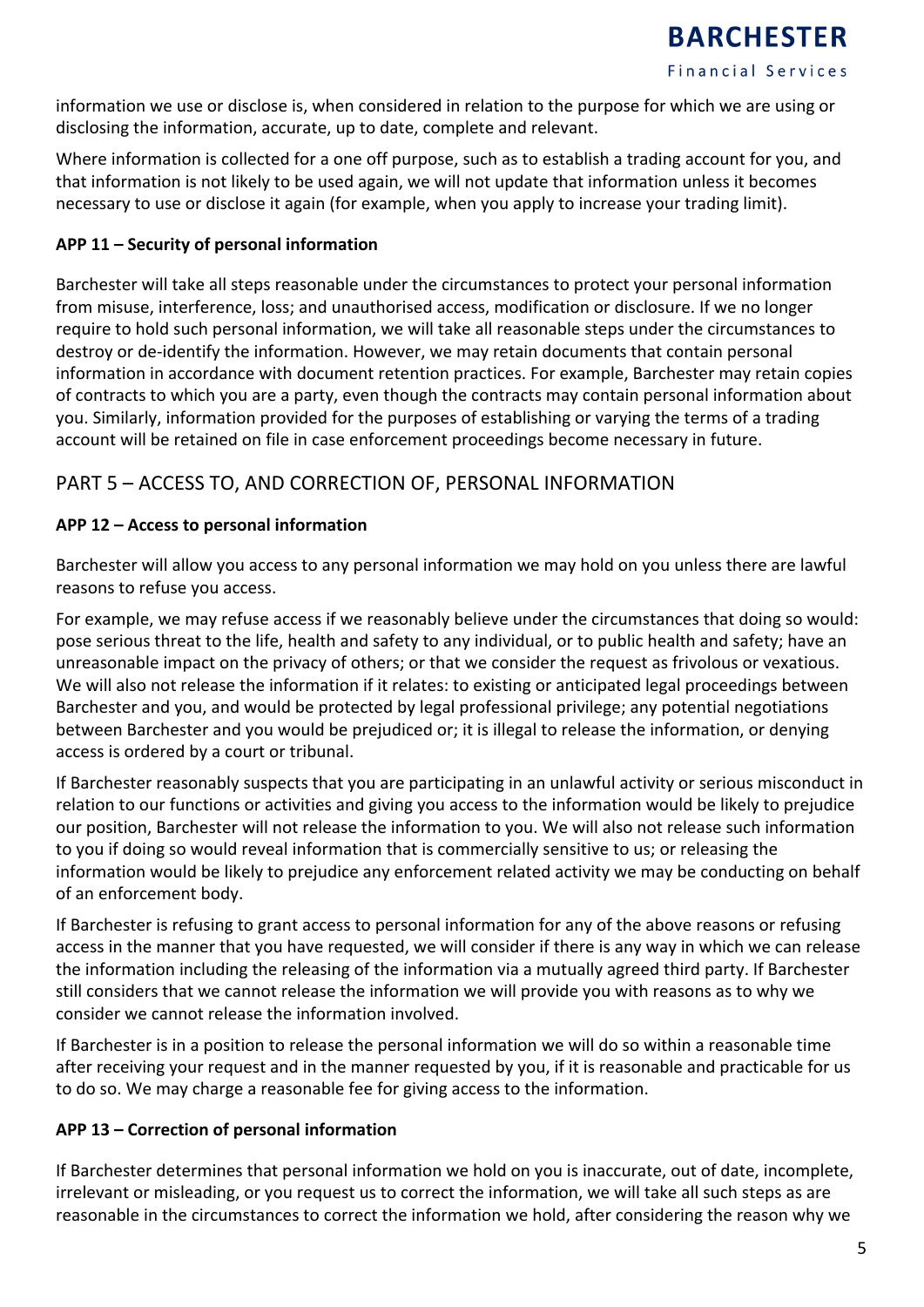information we use or disclose is, when considered in relation to the purpose for which we are using or disclosing the information, accurate, up to date, complete and relevant.

Where information is collected for a one off purpose, such as to establish a trading account for you, and that information is not likely to be used again, we will not update that information unless it becomes necessary to use or disclose it again (for example, when you apply to increase your trading limit).

**APP 11 – Security of personal information**

Barchester will take all steps reasonable under the circumstances to protect your personal information from misuse, interference, loss; and unauthorised access, modification or disclosure. If we no longer require to hold such personal information, we will take all reasonable steps under the circumstances to destroy or de-identify the information. However, we may retain documents that contain personal information in accordance with document retention practices. For example, Barchester may retain copies of contracts to which you are a party, even though the contracts may contain personal information about you. Similarly, information provided for the purposes of establishing or varying the terms of a trading account will be retained on file in case enforcement proceedings become necessary in future.

## PART 5 – ACCESS TO, AND CORRECTION OF, PERSONAL INFORMATION

**APP 12 – Access to personal information**

Barchester will allow you access to any personal information we may hold on you unless there are lawful reasons to refuse you access.

For example, we may refuse access if we reasonably believe under the circumstances that doing so would: pose serious threat to the life, health and safety to any individual, or to public health and safety; have an unreasonable impact on the privacy of others; or that we consider the request as frivolous or vexatious. We will also not release the information if it relates: to existing or anticipated legal proceedings between Barchester and you, and would be protected by legal professional privilege; any potential negotiations between Barchester and you would be prejudiced or; it is illegal to release the information, or denying access is ordered by a court or tribunal.

If Barchester reasonably suspects that you are participating in an unlawful activity or serious misconduct in relation to our functions or activities and giving you access to the information would be likely to prejudice our position, Barchester will not release the information to you. We will also not release such information to you if doing so would reveal information that is commercially sensitive to us; or releasing the information would be likely to prejudice any enforcement related activity we may be conducting on behalf of an enforcement body.

If Barchester is refusing to grant access to personal information for any of the above reasons or refusing access in the manner that you have requested, we will consider if there is any way in which we can release the information including the releasing of the information via a mutually agreed third party. If Barchester still considers that we cannot release the information we will provide you with reasons as to why we consider we cannot release the information involved.

If Barchester is in a position to release the personal information we will do so within a reasonable time after receiving your request and in the manner requested by you, if it is reasonable and practicable for us to do so. We may charge a reasonable fee for giving access to the information.

**APP 13 – Correction of personal information**

If Barchester determines that personal information we hold on you is inaccurate, out of date, incomplete, irrelevant or misleading, or you request us to correct the information, we will take all such steps as are reasonable in the circumstances to correct the information we hold, after considering the reason why we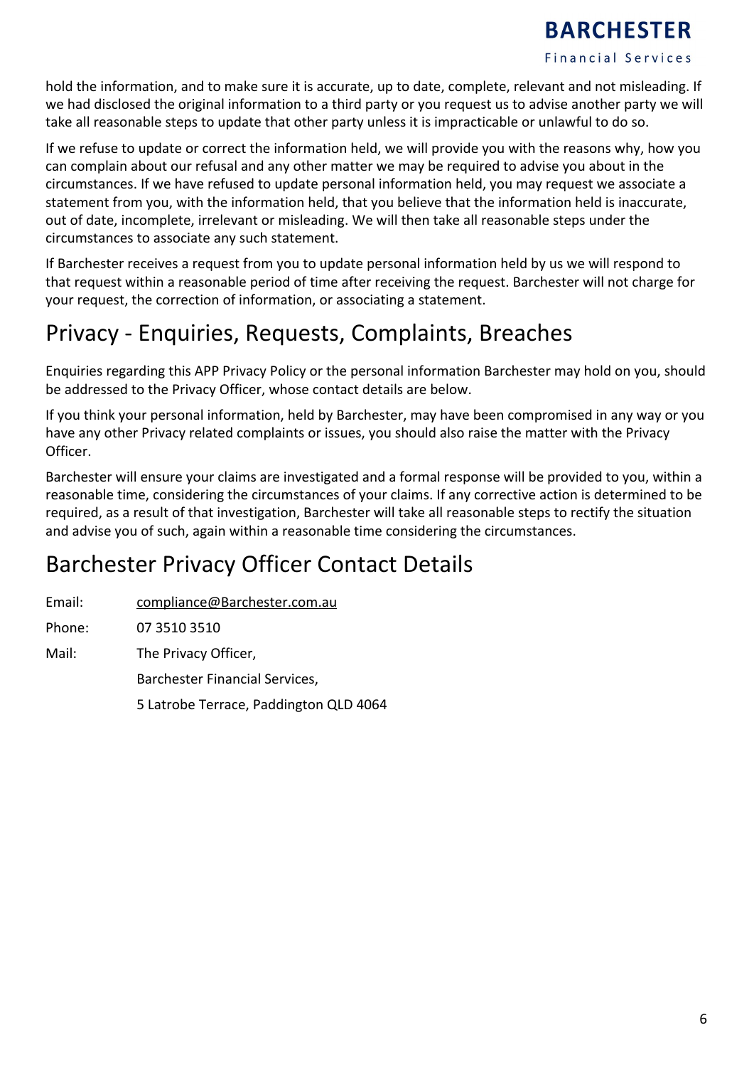hold the information, and to make sure it is accurate, up to date, complete, relevant and not misleading. If we had disclosed the original information to a third party or you request us to advise another party we will take all reasonable steps to update that other party unless it is impracticable or unlawful to do so.

If we refuse to update or correct the information held, we will provide you with the reasons why, how you can complain about our refusal and any other matter we may be required to advise you about in the circumstances. If we have refused to update personal information held, you may request we associate a statement from you, with the information held, that you believe that the information held is inaccurate, out of date, incomplete, irrelevant or misleading. We will then take all reasonable steps under the circumstances to associate any such statement.

If Barchester receives a request from you to update personal information held by us we will respond to that request within a reasonable period of time after receiving the request. Barchester will not charge for your request, the correction of information, or associating a statement.

## Privacy - Enquiries, Requests, Complaints, Breaches

Enquiries regarding this APP Privacy Policy or the personal information Barchester may hold on you, should be addressed to the Privacy Officer, whose contact details are below.

If you think your personal information, held by Barchester, may have been compromised in any way or you have any other Privacy related complaints or issues, you should also raise the matter with the Privacy Officer.

Barchester will ensure your claims are investigated and a formal response will be provided to you, within a reasonable time, considering the circumstances of your claims. If any corrective action is determined to be required, as a result of that investigation, Barchester will take all reasonable steps to rectify the situation and advise you of such, again within a reasonable time considering the circumstances.

## Barchester Privacy Officer Contact Details

| | |
|---|---|
| Email: | compliance@Barchester.com.au |
| Phone: | 07 3510 3510 |
| Mail: | The Privacy Officer, |
| | Barchester Financial Services, |
| | 5 Latrobe Terrace, Paddington QLD 4064 |